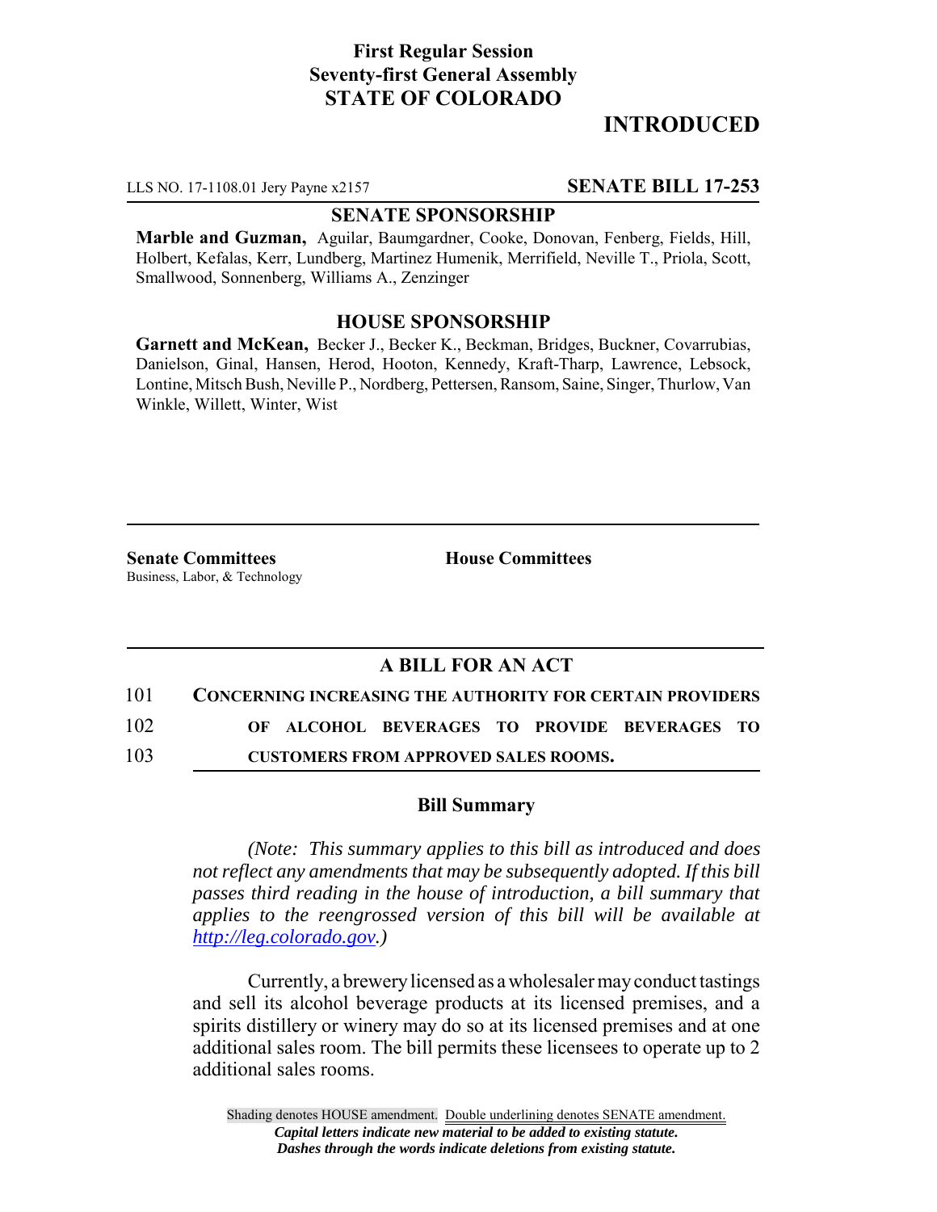**First Regular Session**
**Seventy-first General Assembly**
**STATE OF COLORADO**

# INTRODUCED

LLS NO. 17-1108.01 Jery Payne x2157 **SENATE BILL 17-253**

**SENATE SPONSORSHIP**

**Marble and Guzman,** Aguilar, Baumgardner, Cooke, Donovan, Fenberg, Fields, Hill, Holbert, Kefalas, Kerr, Lundberg, Martinez Humenik, Merrifield, Neville T., Priola, Scott, Smallwood, Sonnenberg, Williams A., Zenzinger

**HOUSE SPONSORSHIP**

**Garnett and McKean,** Becker J., Becker K., Beckman, Bridges, Buckner, Covarrubias, Danielson, Ginal, Hansen, Herod, Hooton, Kennedy, Kraft-Tharp, Lawrence, Lebsock, Lontine, Mitsch Bush, Neville P., Nordberg, Pettersen, Ransom, Saine, Singer, Thurlow, Van Winkle, Willett, Winter, Wist

**Senate Committees**
Business, Labor, & Technology

**House Committees**

## A BILL FOR AN ACT

101 **CONCERNING INCREASING THE AUTHORITY FOR CERTAIN PROVIDERS**
102 **OF ALCOHOL BEVERAGES TO PROVIDE BEVERAGES TO**
103 **CUSTOMERS FROM APPROVED SALES ROOMS.**

### Bill Summary

*(Note: This summary applies to this bill as introduced and does not reflect any amendments that may be subsequently adopted. If this bill passes third reading in the house of introduction, a bill summary that applies to the reengrossed version of this bill will be available at http://leg.colorado.gov.)*

Currently, a brewery licensed as a wholesaler may conduct tastings and sell its alcohol beverage products at its licensed premises, and a spirits distillery or winery may do so at its licensed premises and at one additional sales room. The bill permits these licensees to operate up to 2 additional sales rooms.

Shading denotes HOUSE amendment. Double underlining denotes SENATE amendment.
*Capital letters indicate new material to be added to existing statute.*
*Dashes through the words indicate deletions from existing statute.*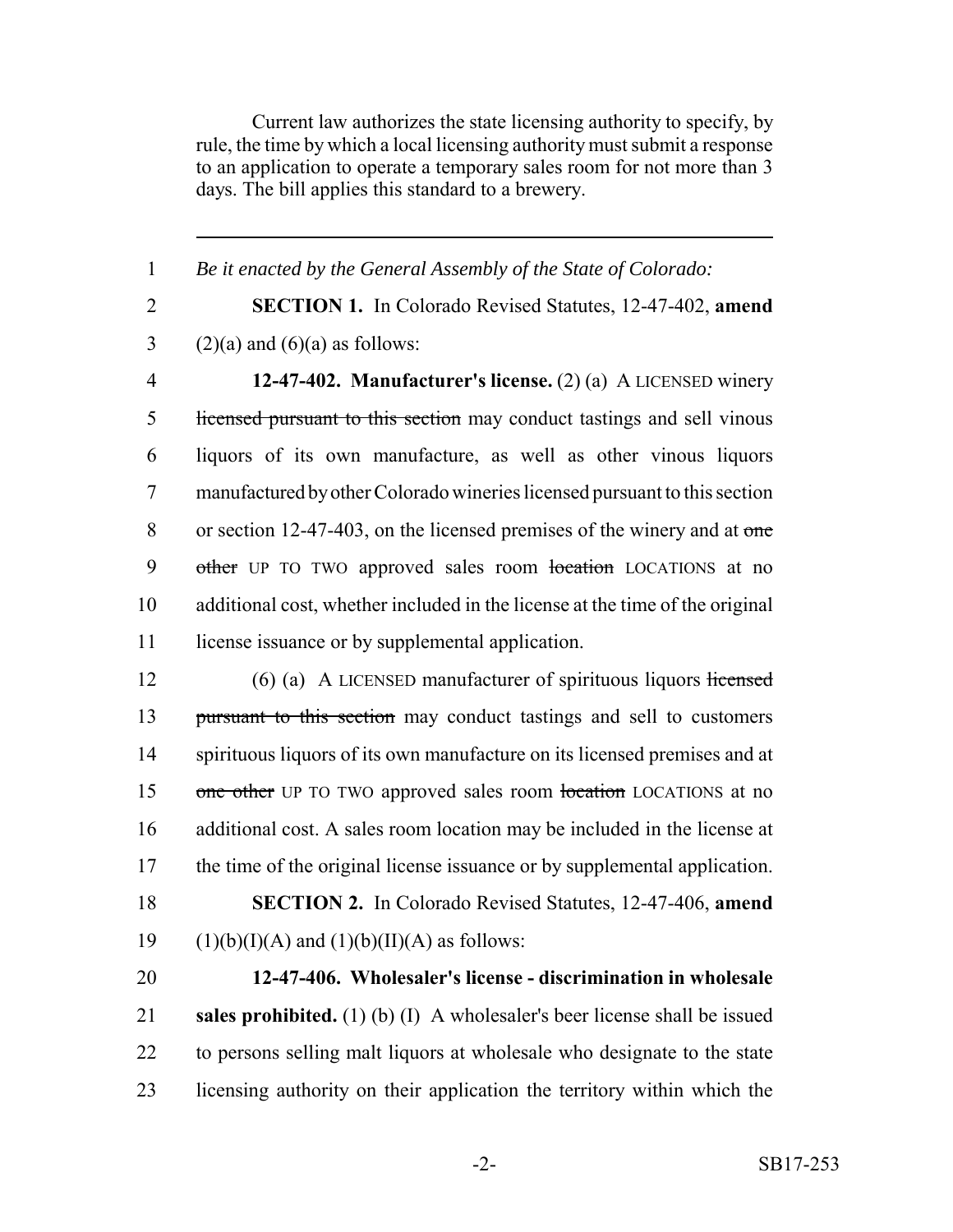Current law authorizes the state licensing authority to specify, by rule, the time by which a local licensing authority must submit a response to an application to operate a temporary sales room for not more than 3 days. The bill applies this standard to a brewery.

---

1 *Be it enacted by the General Assembly of the State of Colorado:*

2 **SECTION 1.** In Colorado Revised Statutes, 12-47-402, **amend**
3 (2)(a) and (6)(a) as follows:

4 **12-47-402. Manufacturer's license.** (2) (a) A LICENSED winery
5 ~~licensed pursuant to this section~~ may conduct tastings and sell vinous
6 liquors of its own manufacture, as well as other vinous liquors
7 manufactured by other Colorado wineries licensed pursuant to this section
8 or section 12-47-403, on the licensed premises of the winery and at ~~one~~
9 ~~other~~ UP TO TWO approved sales room ~~location~~ LOCATIONS at no
10 additional cost, whether included in the license at the time of the original
11 license issuance or by supplemental application.

12 (6) (a) A LICENSED manufacturer of spirituous liquors ~~licensed~~
13 ~~pursuant to this section~~ may conduct tastings and sell to customers
14 spirituous liquors of its own manufacture on its licensed premises and at
15 ~~one other~~ UP TO TWO approved sales room ~~location~~ LOCATIONS at no
16 additional cost. A sales room location may be included in the license at
17 the time of the original license issuance or by supplemental application.

18 **SECTION 2.** In Colorado Revised Statutes, 12-47-406, **amend**
19 (1)(b)(I)(A) and (1)(b)(II)(A) as follows:

20 **12-47-406. Wholesaler's license - discrimination in wholesale**
21 **sales prohibited.** (1) (b) (I) A wholesaler's beer license shall be issued
22 to persons selling malt liquors at wholesale who designate to the state
23 licensing authority on their application the territory within which the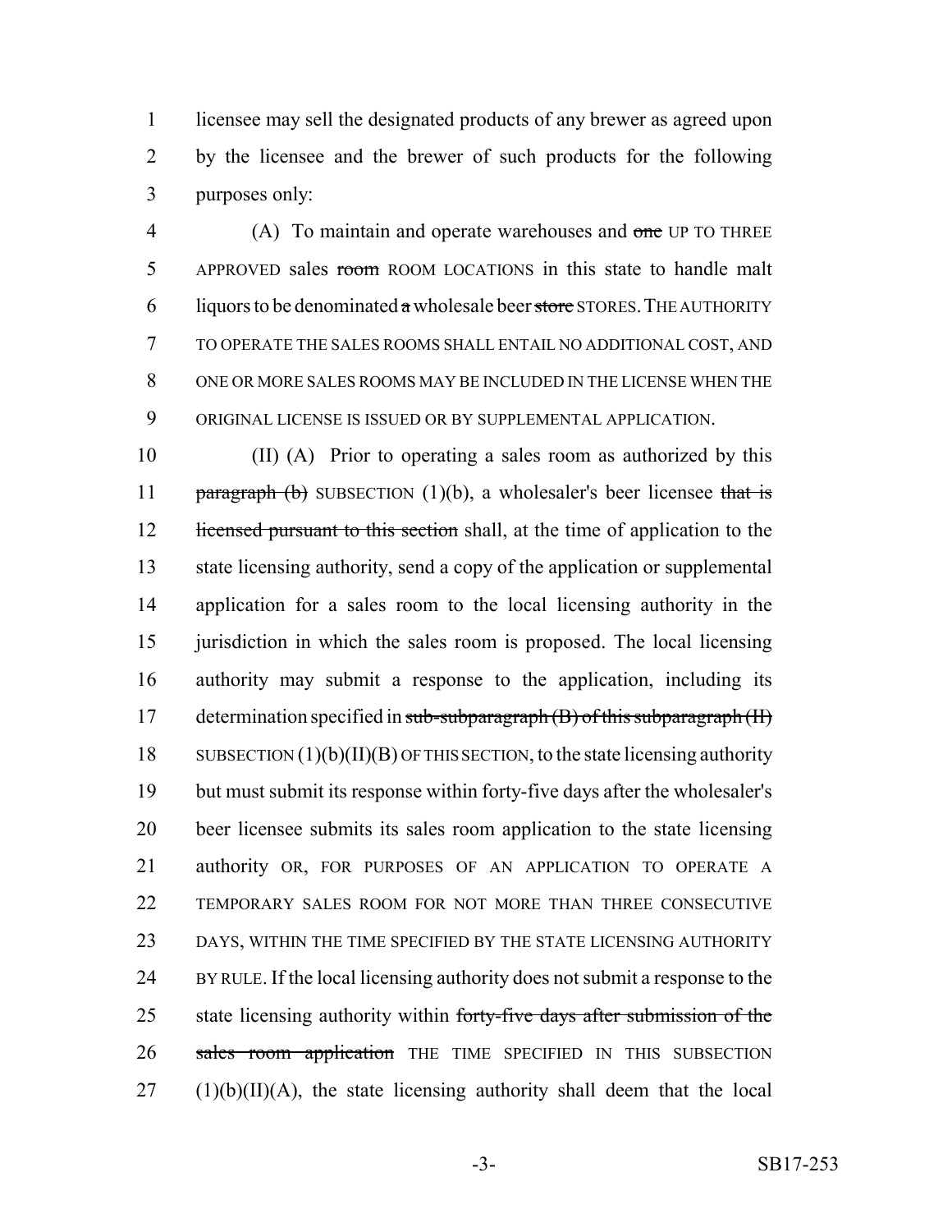licensee may sell the designated products of any brewer as agreed upon by the licensee and the brewer of such products for the following purposes only:

(A) To maintain and operate warehouses and ~~one~~ UP TO THREE APPROVED sales ~~room~~ ROOM LOCATIONS in this state to handle malt liquors to be denominated ~~a~~ wholesale beer ~~store~~ STORES. THE AUTHORITY TO OPERATE THE SALES ROOMS SHALL ENTAIL NO ADDITIONAL COST, AND ONE OR MORE SALES ROOMS MAY BE INCLUDED IN THE LICENSE WHEN THE ORIGINAL LICENSE IS ISSUED OR BY SUPPLEMENTAL APPLICATION.

(II) (A) Prior to operating a sales room as authorized by this ~~paragraph (b)~~ SUBSECTION (1)(b), a wholesaler's beer licensee ~~that is licensed pursuant to this section~~ shall, at the time of application to the state licensing authority, send a copy of the application or supplemental application for a sales room to the local licensing authority in the jurisdiction in which the sales room is proposed. The local licensing authority may submit a response to the application, including its determination specified in ~~sub-subparagraph (B) of this subparagraph (II)~~ SUBSECTION (1)(b)(II)(B) OF THIS SECTION, to the state licensing authority but must submit its response within forty-five days after the wholesaler's beer licensee submits its sales room application to the state licensing authority OR, FOR PURPOSES OF AN APPLICATION TO OPERATE A TEMPORARY SALES ROOM FOR NOT MORE THAN THREE CONSECUTIVE DAYS, WITHIN THE TIME SPECIFIED BY THE STATE LICENSING AUTHORITY BY RULE. If the local licensing authority does not submit a response to the state licensing authority within ~~forty-five days after submission of the sales room application~~ THE TIME SPECIFIED IN THIS SUBSECTION (1)(b)(II)(A), the state licensing authority shall deem that the local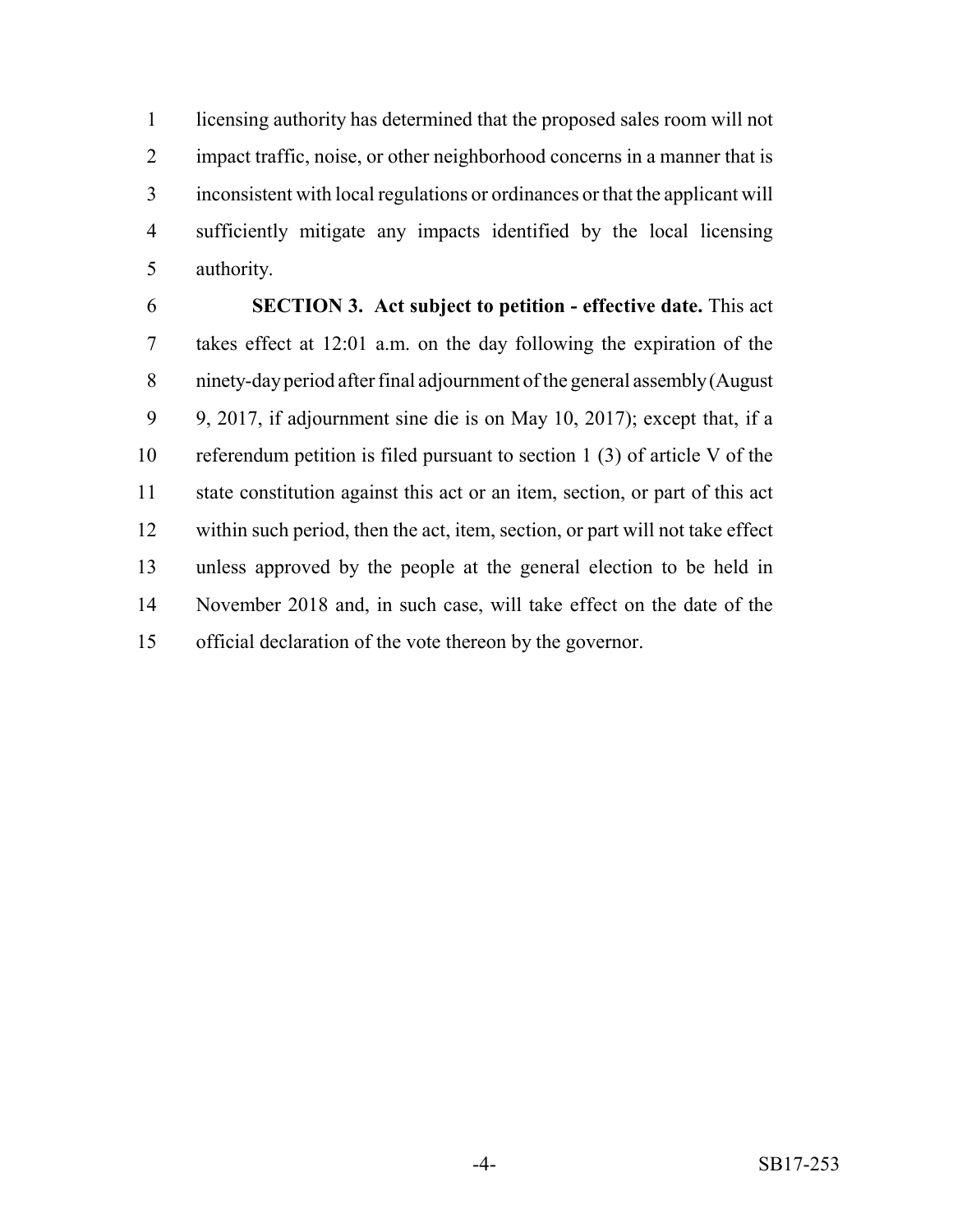licensing authority has determined that the proposed sales room will not impact traffic, noise, or other neighborhood concerns in a manner that is inconsistent with local regulations or ordinances or that the applicant will sufficiently mitigate any impacts identified by the local licensing authority.

**SECTION 3. Act subject to petition - effective date.** This act takes effect at 12:01 a.m. on the day following the expiration of the ninety-day period after final adjournment of the general assembly (August 9, 2017, if adjournment sine die is on May 10, 2017); except that, if a referendum petition is filed pursuant to section 1 (3) of article V of the state constitution against this act or an item, section, or part of this act within such period, then the act, item, section, or part will not take effect unless approved by the people at the general election to be held in November 2018 and, in such case, will take effect on the date of the official declaration of the vote thereon by the governor.